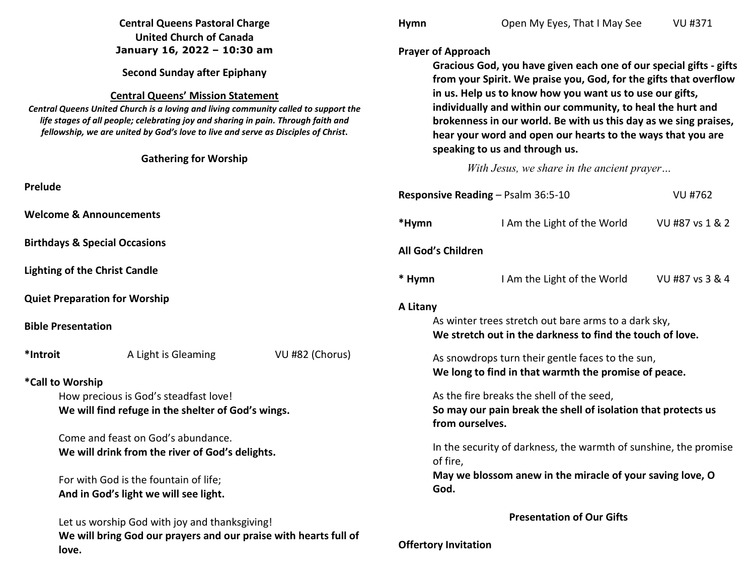**Central Queens Pastoral Charge**
**United Church of Canada**
**January 16, 2022 – 10:30 am**

**Second Sunday after Epiphany**

**Central Queens' Mission Statement**

***Central Queens United Church is a loving and living community called to support the life stages of all people; celebrating joy and sharing in pain. Through faith and fellowship, we are united by God's love to live and serve as Disciples of Christ.***

**Gathering for Worship**

**Prelude**

**Welcome & Announcements**

**Birthdays & Special Occasions**

**Lighting of the Christ Candle**

**Quiet Preparation for Worship**

**Bible Presentation**

**\*Introit** A Light is Gleaming VU #82 (Chorus)

**\*Call to Worship**

How precious is God's steadfast love!
**We will find refuge in the shelter of God's wings.**

Come and feast on God's abundance.
**We will drink from the river of God's delights.**

For with God is the fountain of life;
**And in God's light we will see light.**

Let us worship God with joy and thanksgiving!
**We will bring God our prayers and our praise with hearts full of love.**

**Hymn** Open My Eyes, That I May See VU #371

**Prayer of Approach**

**Gracious God, you have given each one of our special gifts - gifts from your Spirit. We praise you, God, for the gifts that overflow in us. Help us to know how you want us to use our gifts, individually and within our community, to heal the hurt and brokenness in our world. Be with us this day as we sing praises, hear your word and open our hearts to the ways that you are speaking to us and through us.**

*With Jesus, we share in the ancient prayer…*

**Responsive Reading** – Psalm 36:5-10 VU #762

**\*Hymn** I Am the Light of the World VU #87 vs 1 & 2

**All God's Children**

**\* Hymn** I Am the Light of the World VU #87 vs 3 & 4

**A Litany**

As winter trees stretch out bare arms to a dark sky,
**We stretch out in the darkness to find the touch of love.**

As snowdrops turn their gentle faces to the sun,
**We long to find in that warmth the promise of peace.**

As the fire breaks the shell of the seed,
**So may our pain break the shell of isolation that protects us from ourselves.**

In the security of darkness, the warmth of sunshine, the promise of fire,
**May we blossom anew in the miracle of your saving love, O God.**

**Presentation of Our Gifts**

**Offertory Invitation**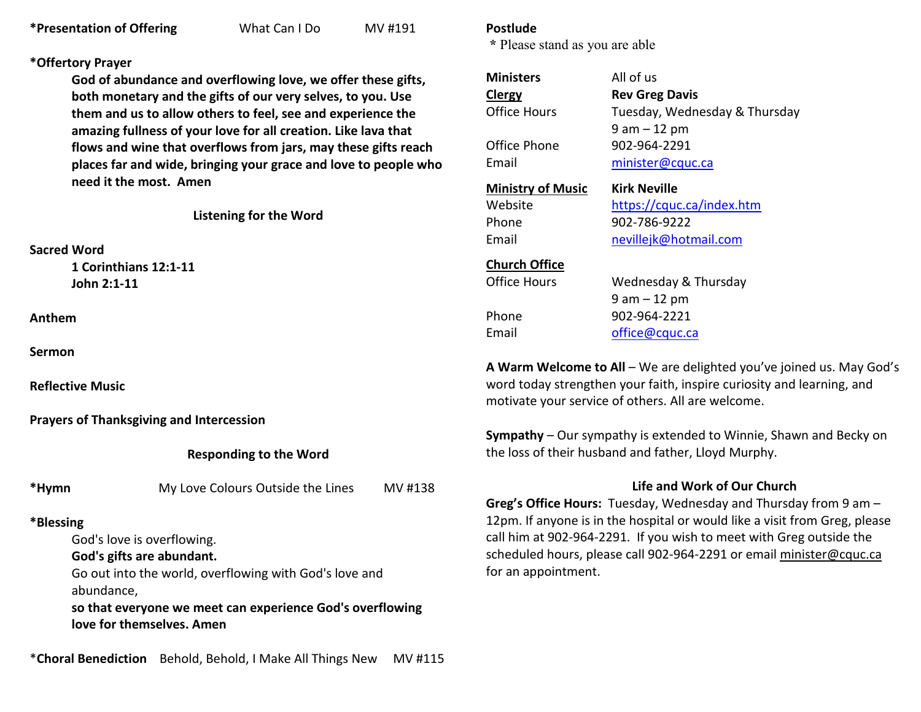**\*Presentation of Offering** What Can I Do MV #191

**\*Offertory Prayer**

**God of abundance and overflowing love, we offer these gifts, both monetary and the gifts of our very selves, to you. Use them and us to allow others to feel, see and experience the amazing fullness of your love for all creation. Like lava that flows and wine that overflows from jars, may these gifts reach places far and wide, bringing your grace and love to people who need it the most. Amen**

### Listening for the Word

**Sacred Word**

**1 Corinthians 12:1-11**
**John 2:1-11**

**Anthem**

**Sermon**

**Reflective Music**

**Prayers of Thanksgiving and Intercession**

### Responding to the Word

**\*Hymn** My Love Colours Outside the Lines MV #138

**\*Blessing**

God's love is overflowing.
**God's gifts are abundant.**
Go out into the world, overflowing with God's love and abundance,
**so that everyone we meet can experience God's overflowing love for themselves. Amen**

\***Choral Benediction** Behold, Behold, I Make All Things New MV #115

**Postlude**

\* Please stand as you are able

| | |
|---|---|
| **Ministers** | All of us |
| **Clergy** | **Rev Greg Davis** |
| Office Hours | Tuesday, Wednesday & Thursday 9 am – 12 pm |
| Office Phone | 902-964-2291 |
| Email | minister@cquc.ca |
| **Ministry of Music** | **Kirk Neville** |
| Website | https://cquc.ca/index.htm |
| Phone | 902-786-9222 |
| Email | nevillejk@hotmail.com |
| **Church Office** | |
| Office Hours | Wednesday & Thursday 9 am – 12 pm |
| Phone | 902-964-2221 |
| Email | office@cquc.ca |

**A Warm Welcome to All** – We are delighted you've joined us. May God's word today strengthen your faith, inspire curiosity and learning, and motivate your service of others. All are welcome.

**Sympathy** – Our sympathy is extended to Winnie, Shawn and Becky on the loss of their husband and father, Lloyd Murphy.

### Life and Work of Our Church

**Greg's Office Hours:** Tuesday, Wednesday and Thursday from 9 am – 12pm. If anyone is in the hospital or would like a visit from Greg, please call him at 902-964-2291. If you wish to meet with Greg outside the scheduled hours, please call 902-964-2291 or email minister@cquc.ca for an appointment.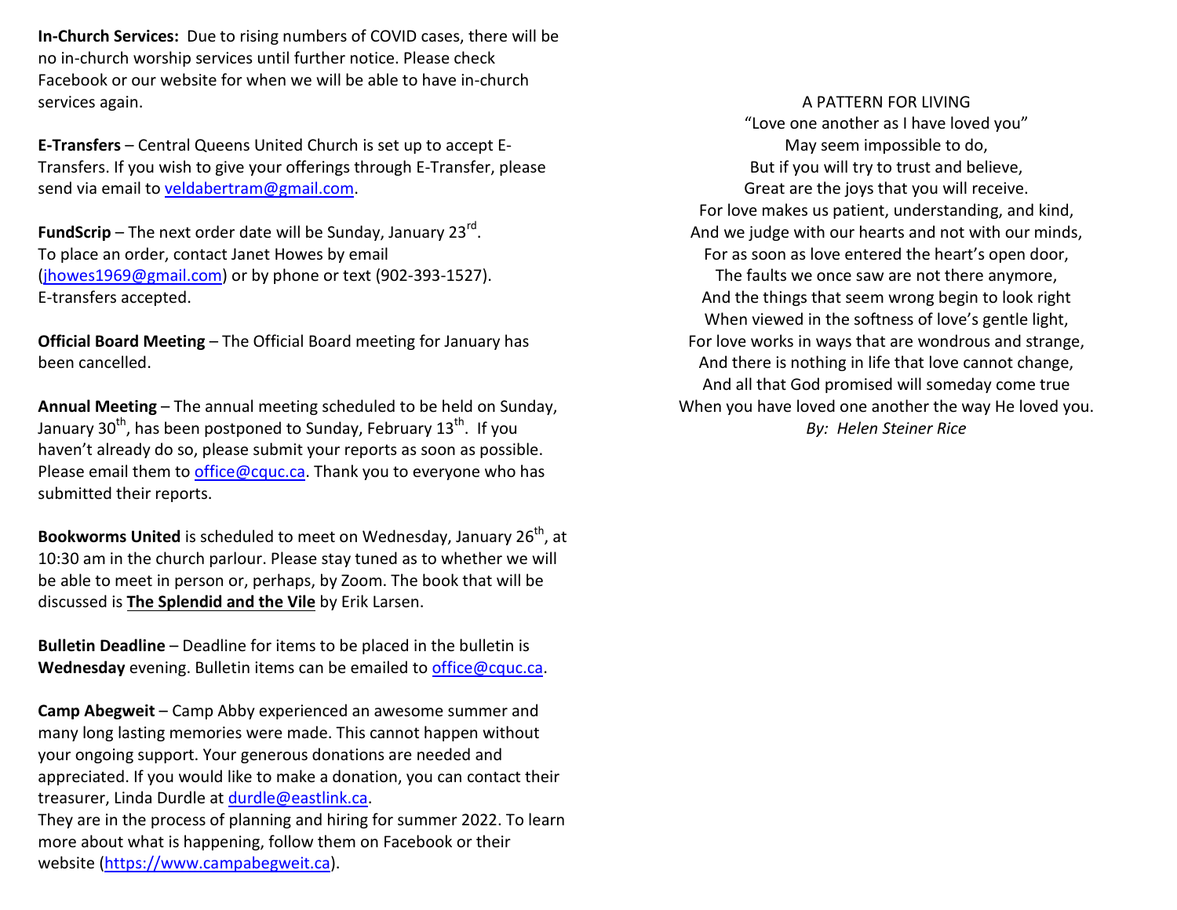**In-Church Services:** Due to rising numbers of COVID cases, there will be no in-church worship services until further notice. Please check Facebook or our website for when we will be able to have in-church services again.

**E-Transfers** – Central Queens United Church is set up to accept E-Transfers. If you wish to give your offerings through E-Transfer, please send via email to veldabertram@gmail.com.

**FundScrip** – The next order date will be Sunday, January 23rd. To place an order, contact Janet Howes by email (jhowes1969@gmail.com) or by phone or text (902-393-1527). E-transfers accepted.

**Official Board Meeting** – The Official Board meeting for January has been cancelled.

**Annual Meeting** – The annual meeting scheduled to be held on Sunday, January 30th, has been postponed to Sunday, February 13th. If you haven't already do so, please submit your reports as soon as possible. Please email them to office@cquc.ca. Thank you to everyone who has submitted their reports.

**Bookworms United** is scheduled to meet on Wednesday, January 26th, at 10:30 am in the church parlour. Please stay tuned as to whether we will be able to meet in person or, perhaps, by Zoom. The book that will be discussed is **The Splendid and the Vile** by Erik Larsen.

**Bulletin Deadline** – Deadline for items to be placed in the bulletin is **Wednesday** evening. Bulletin items can be emailed to office@cquc.ca.

**Camp Abegweit** – Camp Abby experienced an awesome summer and many long lasting memories were made. This cannot happen without your ongoing support. Your generous donations are needed and appreciated. If you would like to make a donation, you can contact their treasurer, Linda Durdle at durdle@eastlink.ca.
They are in the process of planning and hiring for summer 2022. To learn more about what is happening, follow them on Facebook or their website (https://www.campabegweit.ca).

A PATTERN FOR LIVING

"Love one another as I have loved you"
May seem impossible to do,
But if you will try to trust and believe,
Great are the joys that you will receive.
For love makes us patient, understanding, and kind,
And we judge with our hearts and not with our minds,
For as soon as love entered the heart's open door,
The faults we once saw are not there anymore,
And the things that seem wrong begin to look right
When viewed in the softness of love's gentle light,
For love works in ways that are wondrous and strange,
And there is nothing in life that love cannot change,
And all that God promised will someday come true
When you have loved one another the way He loved you.

*By: Helen Steiner Rice*